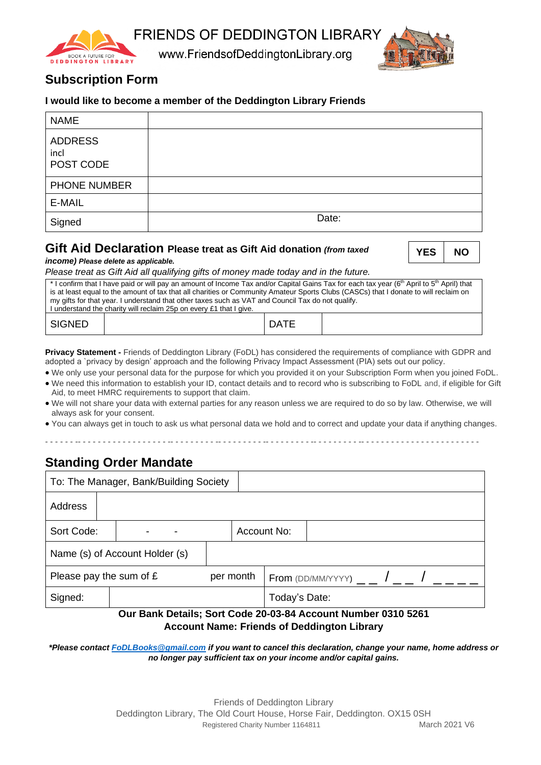FRIENDS OF DEDDINGTON LIBRARY

www.FriendsofDeddingtonLibrary.org

BOOK A FUTURE FOR DEDDINGTON LIBRARY

## Subscription Form

**I would like to become a member of the Deddington Library Friends**

| NAME | |
|---|---|
| ADDRESS incl POST CODE | |
| PHONE NUMBER | |
| E-MAIL | |
| Signed | Date: |

## Gift Aid Declaration **Please treat as Gift Aid donation *(from taxed income)* *Please delete as applicable.***

| YES | NO |
|---|---|

*Please treat as Gift Aid all qualifying gifts of money made today and in the future.*

\* I confirm that I have paid or will pay an amount of Income Tax and/or Capital Gains Tax for each tax year (6th April to 5th April) that is at least equal to the amount of tax that all charities or Community Amateur Sports Clubs (CASCs) that I donate to will reclaim on my gifts for that year. I understand that other taxes such as VAT and Council Tax do not qualify.
I understand the charity will reclaim 25p on every £1 that I give.

| SIGNED | | DATE | |
|---|---|---|---|

**Privacy Statement -** Friends of Deddington Library (FoDL) has considered the requirements of compliance with GDPR and adopted a `privacy by design' approach and the following Privacy Impact Assessment (PIA) sets out our policy.

- We only use your personal data for the purpose for which you provided it on your Subscription Form when you joined FoDL.
- We need this information to establish your ID, contact details and to record who is subscribing to FoDL and, if eligible for Gift Aid, to meet HMRC requirements to support that claim.
- We will not share your data with external parties for any reason unless we are required to do so by law. Otherwise, we will always ask for your consent.
- You can always get in touch to ask us what personal data we hold and to correct and update your data if anything changes.

---

## Standing Order Mandate

| To: The Manager, Bank/Building Society | | | |
|---|---|---|---|
| Address | | | |
| Sort Code: - - | | Account No: | |
| Name (s) of Account Holder (s) | | | |
| Please pay the sum of £ | per month | From (DD/MM/YYYY) _ _ / _ _ / _ _ _ _ | |
| Signed: | | Today's Date: | |

**Our Bank Details; Sort Code 20-03-84 Account Number 0310 5261**
**Account Name: Friends of Deddington Library**

***Please contact FoDLBooks@gmail.com if you want to cancel this declaration, change your name, home address or no longer pay sufficient tax on your income and/or capital gains.***

Friends of Deddington Library
Deddington Library, The Old Court House, Horse Fair, Deddington. OX15 0SH
Registered Charity Number 1164811 March 2021 V6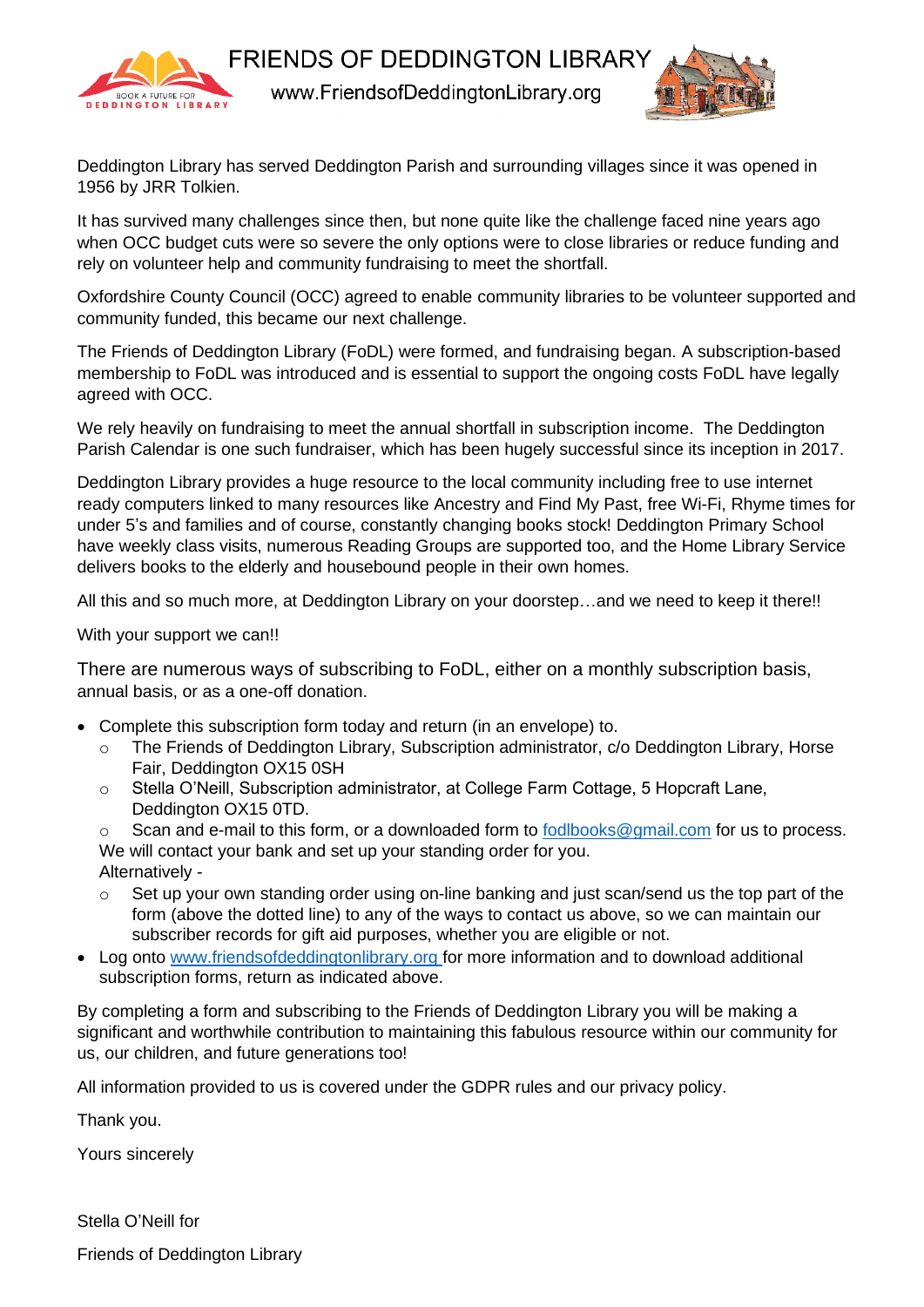# FRIENDS OF DEDDINGTON LIBRARY

www.FriendsofDeddingtonLibrary.org

BOOK A FUTURE FOR DEDDINGTON LIBRARY

Deddington Library has served Deddington Parish and surrounding villages since it was opened in 1956 by JRR Tolkien.

It has survived many challenges since then, but none quite like the challenge faced nine years ago when OCC budget cuts were so severe the only options were to close libraries or reduce funding and rely on volunteer help and community fundraising to meet the shortfall.

Oxfordshire County Council (OCC) agreed to enable community libraries to be volunteer supported and community funded, this became our next challenge.

The Friends of Deddington Library (FoDL) were formed, and fundraising began. A subscription-based membership to FoDL was introduced and is essential to support the ongoing costs FoDL have legally agreed with OCC.

We rely heavily on fundraising to meet the annual shortfall in subscription income. The Deddington Parish Calendar is one such fundraiser, which has been hugely successful since its inception in 2017.

Deddington Library provides a huge resource to the local community including free to use internet ready computers linked to many resources like Ancestry and Find My Past, free Wi-Fi, Rhyme times for under 5's and families and of course, constantly changing books stock! Deddington Primary School have weekly class visits, numerous Reading Groups are supported too, and the Home Library Service delivers books to the elderly and housebound people in their own homes.

All this and so much more, at Deddington Library on your doorstep…and we need to keep it there!!

With your support we can!!

There are numerous ways of subscribing to FoDL, either on a monthly subscription basis, annual basis, or as a one-off donation.

- Complete this subscription form today and return (in an envelope) to.
  - The Friends of Deddington Library, Subscription administrator, c/o Deddington Library, Horse Fair, Deddington OX15 0SH
  - Stella O'Neill, Subscription administrator, at College Farm Cottage, 5 Hopcraft Lane, Deddington OX15 0TD.
  - Scan and e-mail to this form, or a downloaded form to fodlbooks@gmail.com for us to process.

  We will contact your bank and set up your standing order for you.

  Alternatively -
  - Set up your own standing order using on-line banking and just scan/send us the top part of the form (above the dotted line) to any of the ways to contact us above, so we can maintain our subscriber records for gift aid purposes, whether you are eligible or not.
- Log onto www.friendsofdeddingtonlibrary.org for more information and to download additional subscription forms, return as indicated above.

By completing a form and subscribing to the Friends of Deddington Library you will be making a significant and worthwhile contribution to maintaining this fabulous resource within our community for us, our children, and future generations too!

All information provided to us is covered under the GDPR rules and our privacy policy.

Thank you.

Yours sincerely

Stella O'Neill for

Friends of Deddington Library